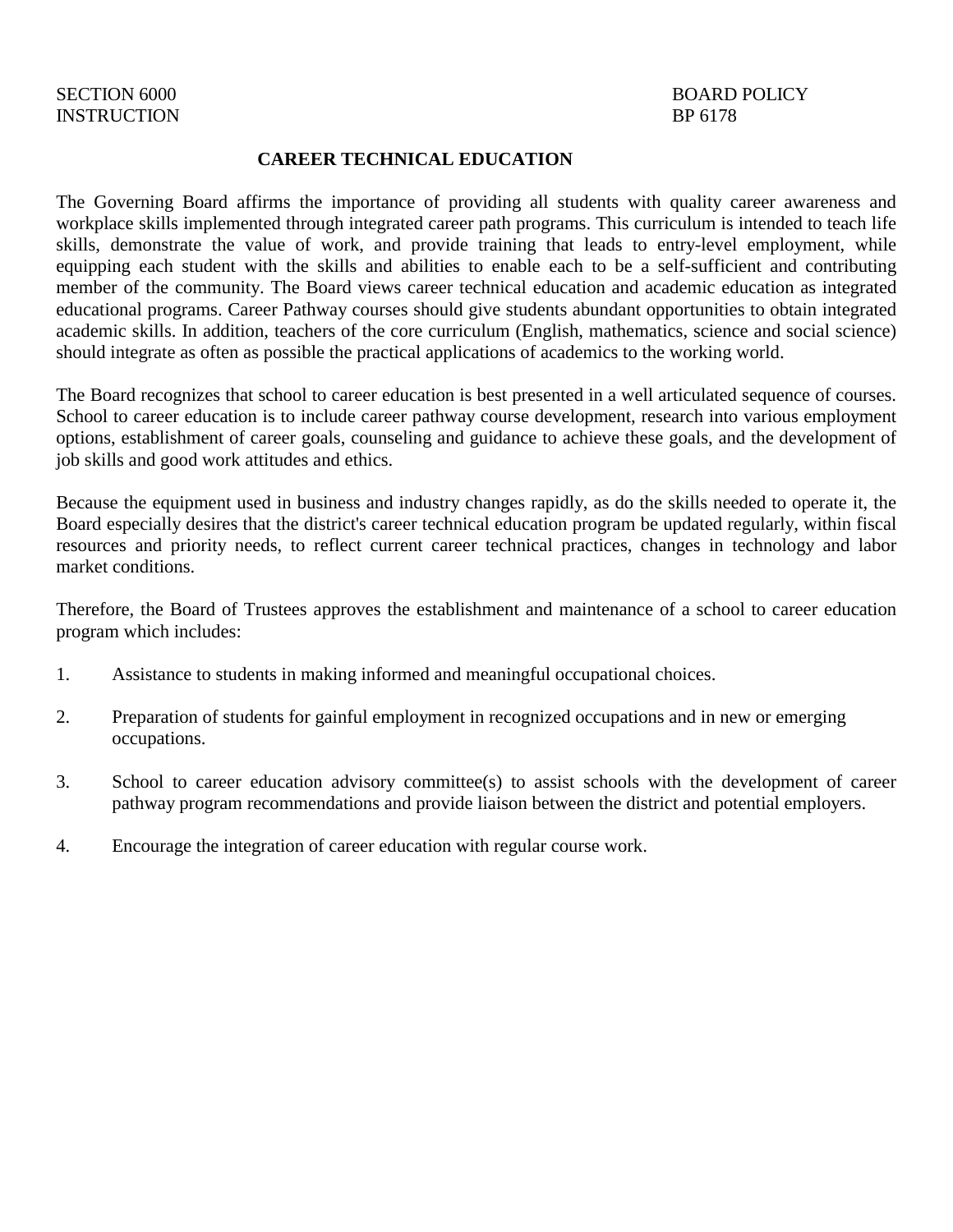SECTION 6000 BOARD POLICY
INSTRUCTION BP 6178

# CAREER TECHNICAL EDUCATION

The Governing Board affirms the importance of providing all students with quality career awareness and workplace skills implemented through integrated career path programs. This curriculum is intended to teach life skills, demonstrate the value of work, and provide training that leads to entry-level employment, while equipping each student with the skills and abilities to enable each to be a self-sufficient and contributing member of the community. The Board views career technical education and academic education as integrated educational programs. Career Pathway courses should give students abundant opportunities to obtain integrated academic skills. In addition, teachers of the core curriculum (English, mathematics, science and social science) should integrate as often as possible the practical applications of academics to the working world.

The Board recognizes that school to career education is best presented in a well articulated sequence of courses. School to career education is to include career pathway course development, research into various employment options, establishment of career goals, counseling and guidance to achieve these goals, and the development of job skills and good work attitudes and ethics.

Because the equipment used in business and industry changes rapidly, as do the skills needed to operate it, the Board especially desires that the district's career technical education program be updated regularly, within fiscal resources and priority needs, to reflect current career technical practices, changes in technology and labor market conditions.

Therefore, the Board of Trustees approves the establishment and maintenance of a school to career education program which includes:

1. Assistance to students in making informed and meaningful occupational choices.

2. Preparation of students for gainful employment in recognized occupations and in new or emerging occupations.

3. School to career education advisory committee(s) to assist schools with the development of career pathway program recommendations and provide liaison between the district and potential employers.

4. Encourage the integration of career education with regular course work.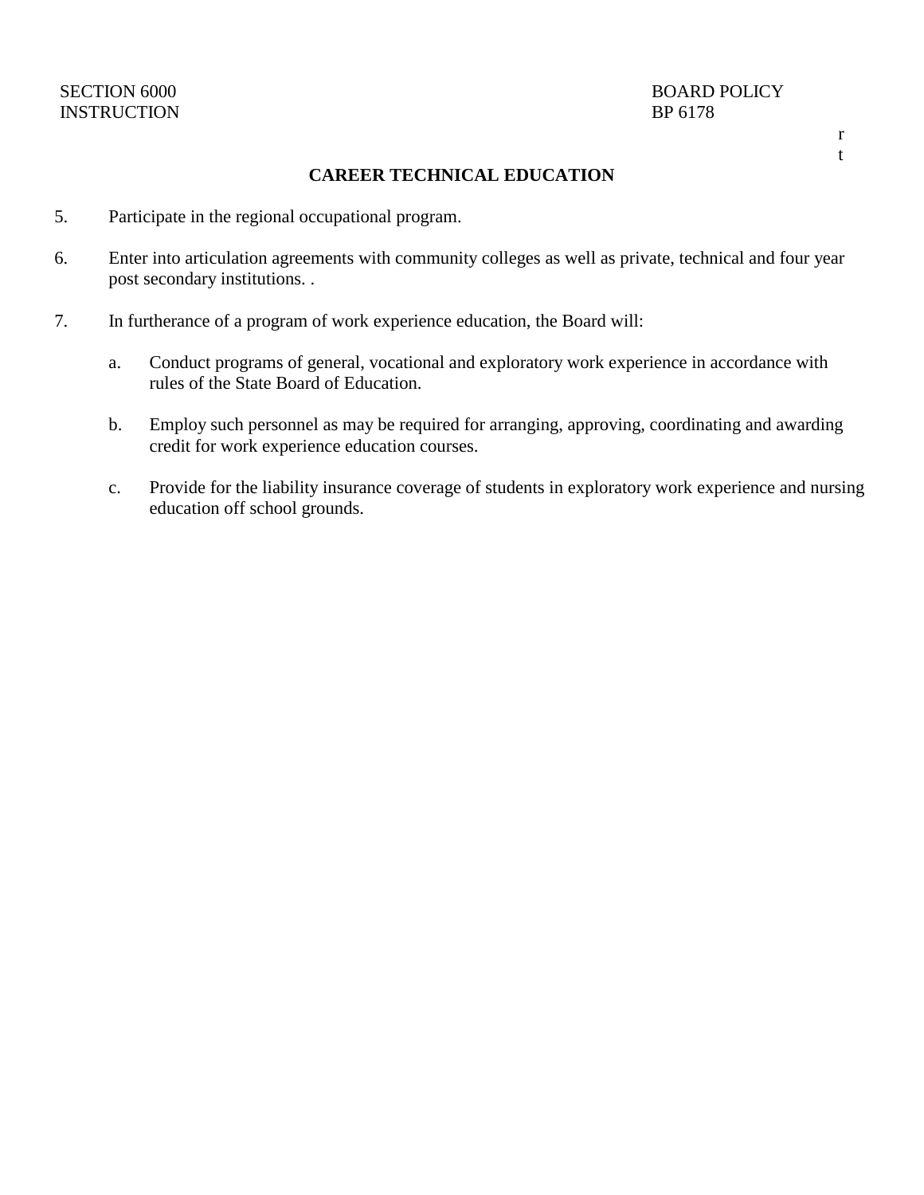**CAREER TECHNICAL EDUCATION**

5. Participate in the regional occupational program.

6. Enter into articulation agreements with community colleges as well as private, technical and four year post secondary institutions. .

7. In furtherance of a program of work experience education, the Board will:

   a. Conduct programs of general, vocational and exploratory work experience in accordance with rules of the State Board of Education.

   b. Employ such personnel as may be required for arranging, approving, coordinating and awarding credit for work experience education courses.

   c. Provide for the liability insurance coverage of students in exploratory work experience and nursing education off school grounds.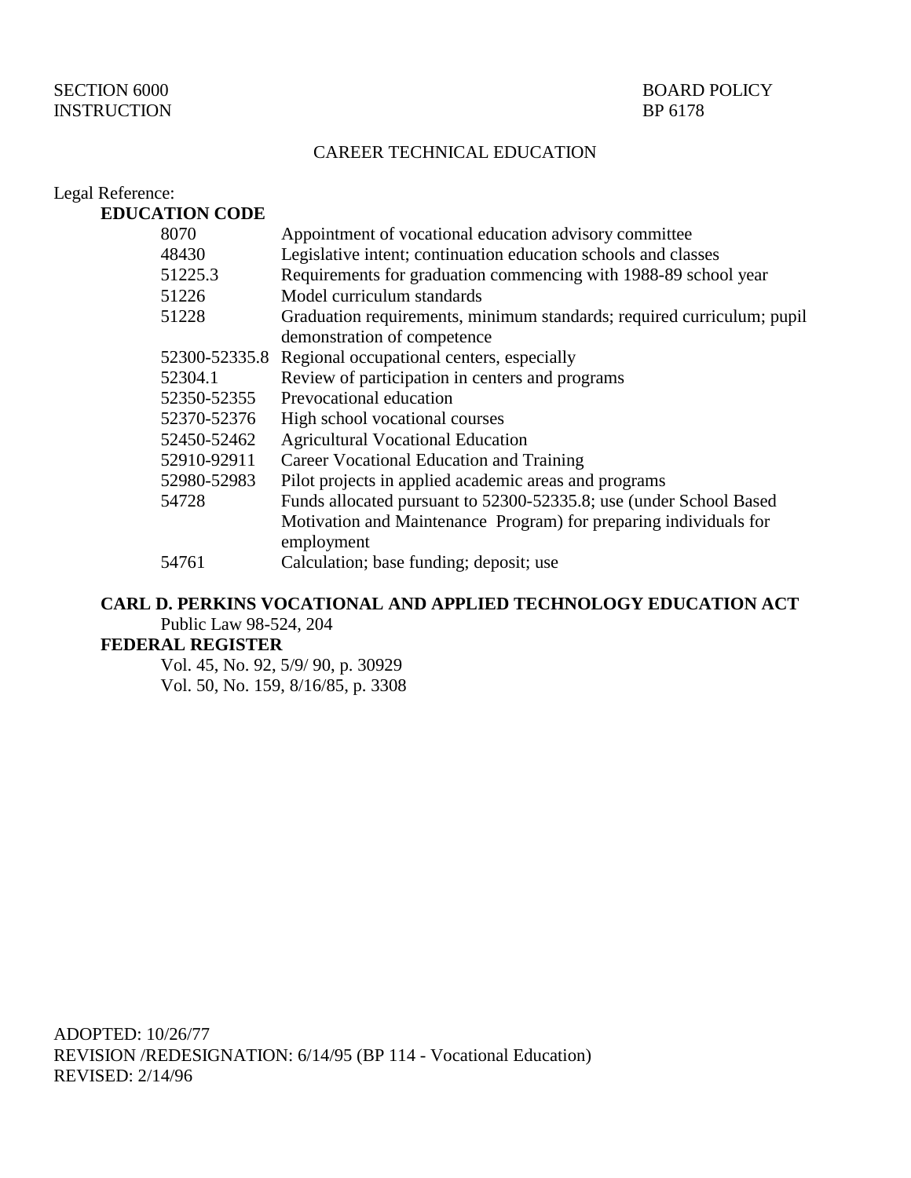SECTION 6000 BOARD POLICY
INSTRUCTION BP 6178

CAREER TECHNICAL EDUCATION

Legal Reference:

**EDUCATION CODE**

| | |
|---|---|
| 8070 | Appointment of vocational education advisory committee |
| 48430 | Legislative intent; continuation education schools and classes |
| 51225.3 | Requirements for graduation commencing with 1988-89 school year |
| 51226 | Model curriculum standards |
| 51228 | Graduation requirements, minimum standards; required curriculum; pupil demonstration of competence |
| 52300-52335.8 | Regional occupational centers, especially |
| 52304.1 | Review of participation in centers and programs |
| 52350-52355 | Prevocational education |
| 52370-52376 | High school vocational courses |
| 52450-52462 | Agricultural Vocational Education |
| 52910-92911 | Career Vocational Education and Training |
| 52980-52983 | Pilot projects in applied academic areas and programs |
| 54728 | Funds allocated pursuant to 52300-52335.8; use (under School Based Motivation and Maintenance Program) for preparing individuals for employment |
| 54761 | Calculation; base funding; deposit; use |

**CARL D. PERKINS VOCATIONAL AND APPLIED TECHNOLOGY EDUCATION ACT**

Public Law 98-524, 204

**FEDERAL REGISTER**

Vol. 45, No. 92, 5/9/ 90, p. 30929

Vol. 50, No. 159, 8/16/85, p. 3308

ADOPTED: 10/26/77
REVISION /REDESIGNATION: 6/14/95 (BP 114 - Vocational Education)
REVISED: 2/14/96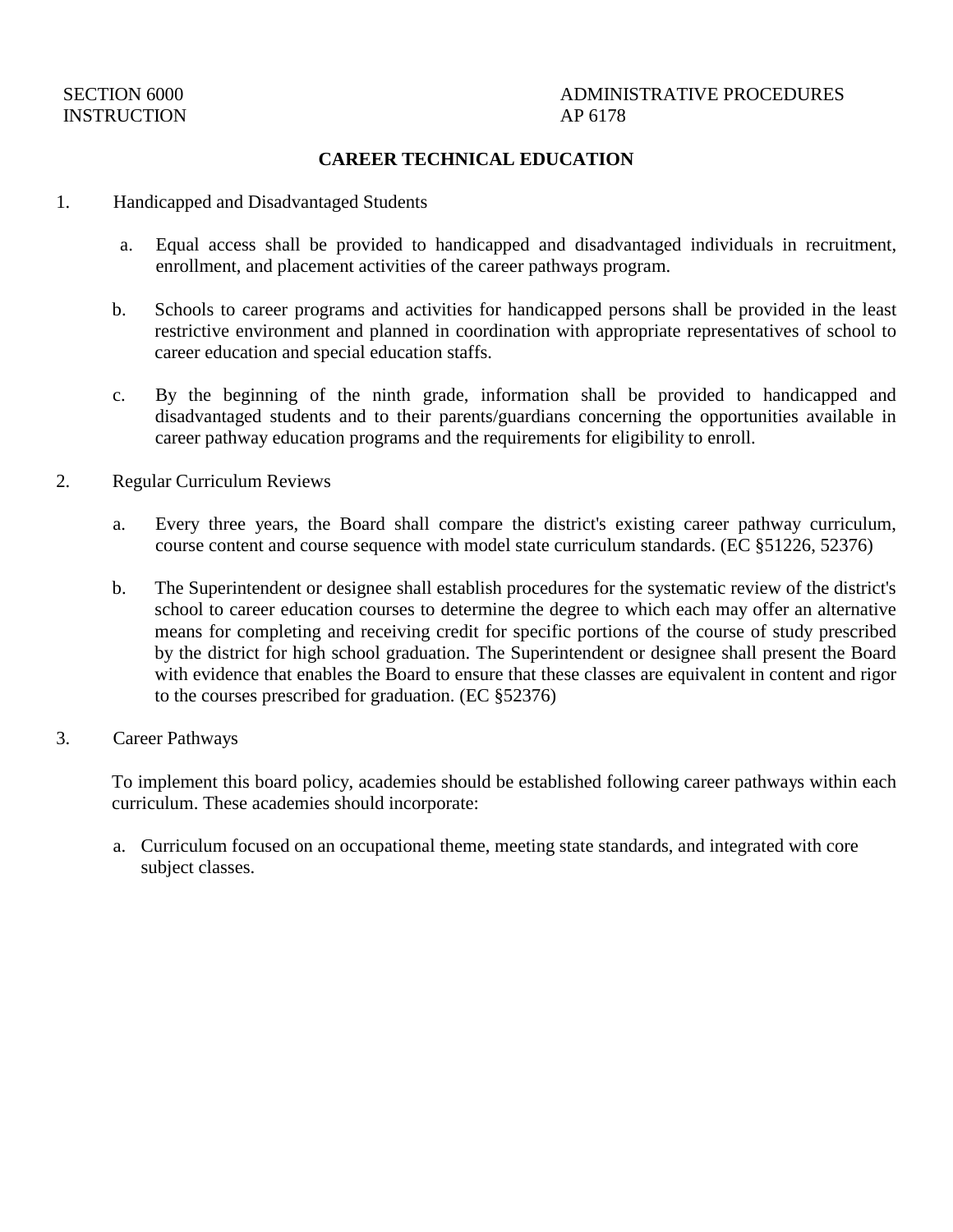SECTION 6000
INSTRUCTION

ADMINISTRATIVE PROCEDURES
AP 6178

## CAREER TECHNICAL EDUCATION

1. Handicapped and Disadvantaged Students

   a. Equal access shall be provided to handicapped and disadvantaged individuals in recruitment, enrollment, and placement activities of the career pathways program.

   b. Schools to career programs and activities for handicapped persons shall be provided in the least restrictive environment and planned in coordination with appropriate representatives of school to career education and special education staffs.

   c. By the beginning of the ninth grade, information shall be provided to handicapped and disadvantaged students and to their parents/guardians concerning the opportunities available in career pathway education programs and the requirements for eligibility to enroll.

2. Regular Curriculum Reviews

   a. Every three years, the Board shall compare the district's existing career pathway curriculum, course content and course sequence with model state curriculum standards. (EC §51226, 52376)

   b. The Superintendent or designee shall establish procedures for the systematic review of the district's school to career education courses to determine the degree to which each may offer an alternative means for completing and receiving credit for specific portions of the course of study prescribed by the district for high school graduation. The Superintendent or designee shall present the Board with evidence that enables the Board to ensure that these classes are equivalent in content and rigor to the courses prescribed for graduation. (EC §52376)

3. Career Pathways

   To implement this board policy, academies should be established following career pathways within each curriculum. These academies should incorporate:

   a. Curriculum focused on an occupational theme, meeting state standards, and integrated with core subject classes.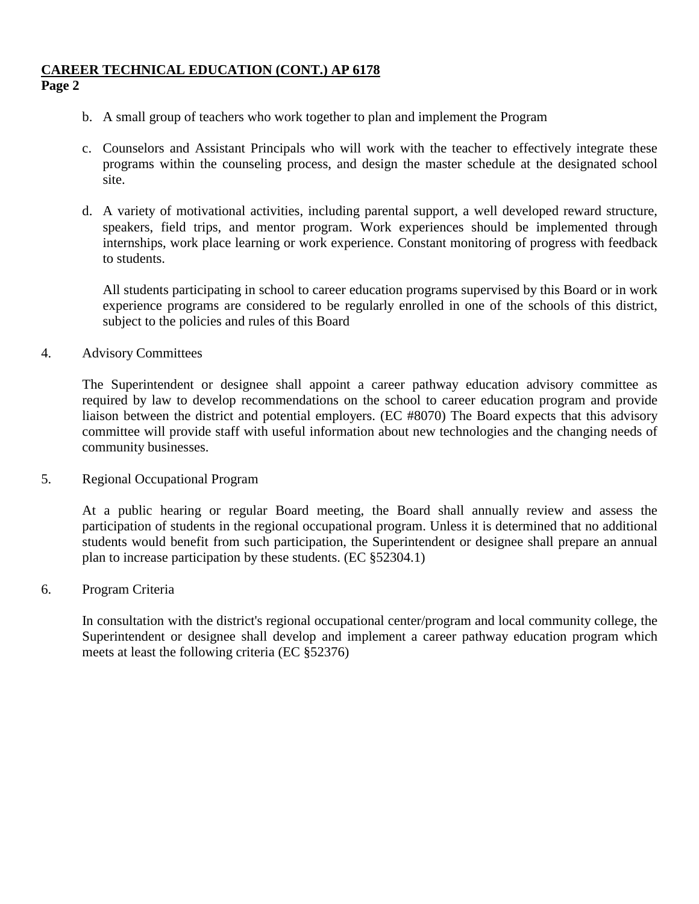b. A small group of teachers who work together to plan and implement the Program

c. Counselors and Assistant Principals who will work with the teacher to effectively integrate these programs within the counseling process, and design the master schedule at the designated school site.

d. A variety of motivational activities, including parental support, a well developed reward structure, speakers, field trips, and mentor program. Work experiences should be implemented through internships, work place learning or work experience. Constant monitoring of progress with feedback to students.

   All students participating in school to career education programs supervised by this Board or in work experience programs are considered to be regularly enrolled in one of the schools of this district, subject to the policies and rules of this Board

4. Advisory Committees

   The Superintendent or designee shall appoint a career pathway education advisory committee as required by law to develop recommendations on the school to career education program and provide liaison between the district and potential employers. (EC #8070) The Board expects that this advisory committee will provide staff with useful information about new technologies and the changing needs of community businesses.

5. Regional Occupational Program

   At a public hearing or regular Board meeting, the Board shall annually review and assess the participation of students in the regional occupational program. Unless it is determined that no additional students would benefit from such participation, the Superintendent or designee shall prepare an annual plan to increase participation by these students. (EC §52304.1)

6. Program Criteria

   In consultation with the district's regional occupational center/program and local community college, the Superintendent or designee shall develop and implement a career pathway education program which meets at least the following criteria (EC §52376)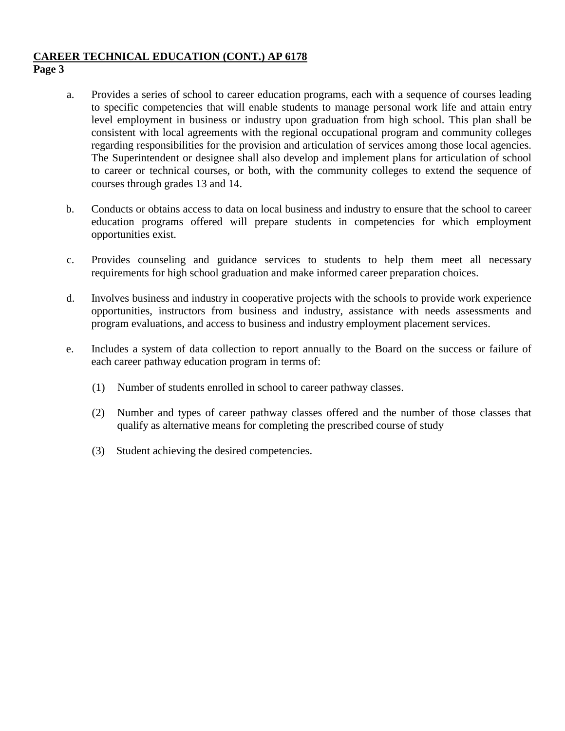a. Provides a series of school to career education programs, each with a sequence of courses leading to specific competencies that will enable students to manage personal work life and attain entry level employment in business or industry upon graduation from high school. This plan shall be consistent with local agreements with the regional occupational program and community colleges regarding responsibilities for the provision and articulation of services among those local agencies. The Superintendent or designee shall also develop and implement plans for articulation of school to career or technical courses, or both, with the community colleges to extend the sequence of courses through grades 13 and 14.

b. Conducts or obtains access to data on local business and industry to ensure that the school to career education programs offered will prepare students in competencies for which employment opportunities exist.

c. Provides counseling and guidance services to students to help them meet all necessary requirements for high school graduation and make informed career preparation choices.

d. Involves business and industry in cooperative projects with the schools to provide work experience opportunities, instructors from business and industry, assistance with needs assessments and program evaluations, and access to business and industry employment placement services.

e. Includes a system of data collection to report annually to the Board on the success or failure of each career pathway education program in terms of:

   (1) Number of students enrolled in school to career pathway classes.

   (2) Number and types of career pathway classes offered and the number of those classes that qualify as alternative means for completing the prescribed course of study

   (3) Student achieving the desired competencies.